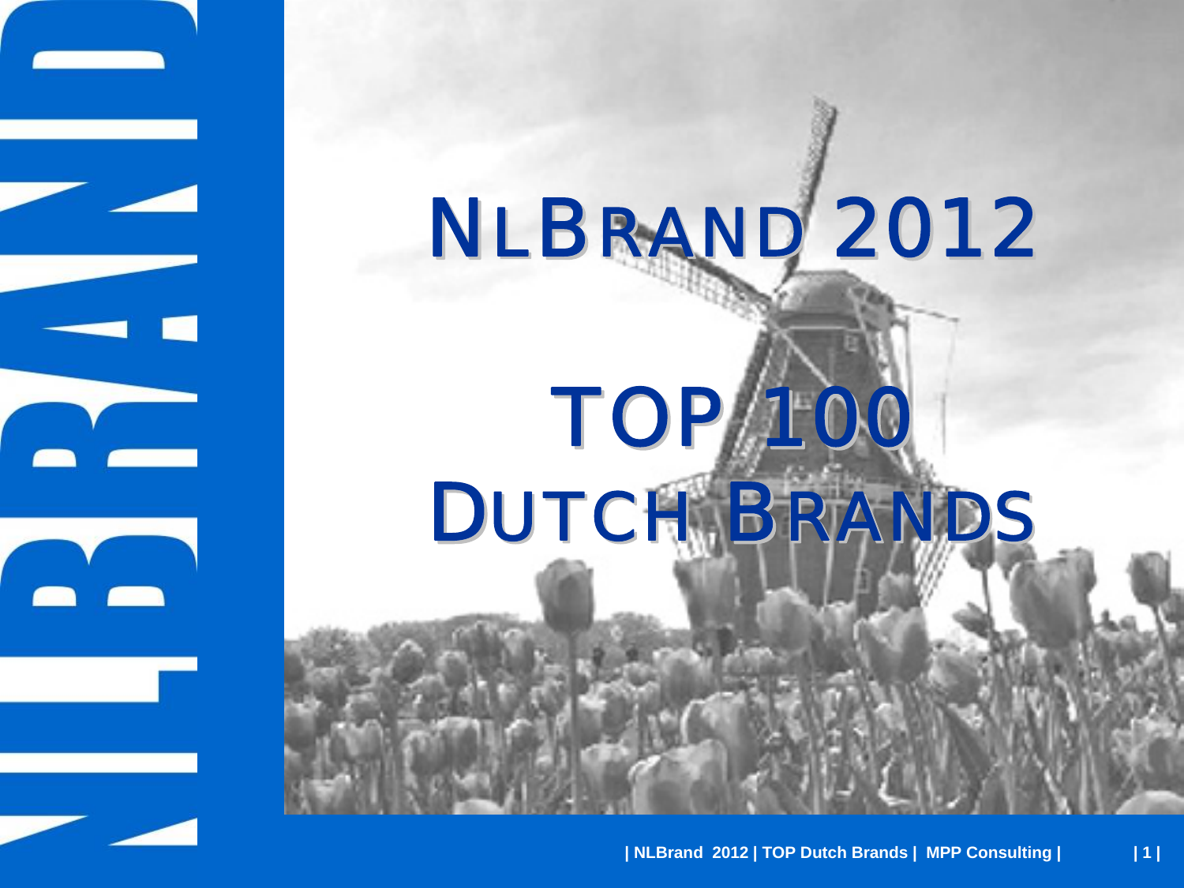# NLBRAND 2012

# TOP 100 DUTCH BRANDS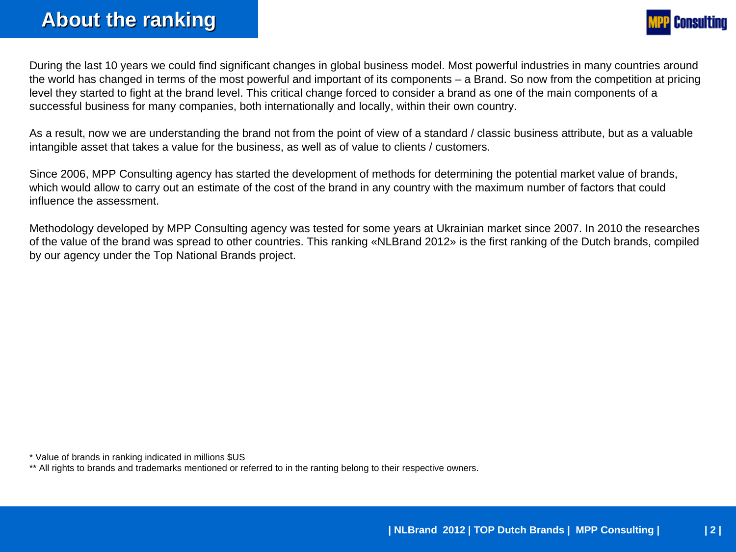# About the ranking

During the last 10 years we could find significant changes in global business model. Most powerful industries in many countries around the world has changed in terms of the most powerful and important of its components – a Brand. So now from the competition at pricing level they started to fight at the brand level. This critical change forced to consider a brand as one of the main components of a successful business for many companies, both internationally and locally, within their own country.

As a result, now we are understanding the brand not from the point of view of a standard / classic business attribute, but as a valuable intangible asset that takes a value for the business, as well as of value to clients / customers.

Since 2006, MPP Consulting agency has started the development of methods for determining the potential market value of brands, which would allow to carry out an estimate of the cost of the brand in any country with the maximum number of factors that could influence the assessment.

Methodology developed by MPP Consulting agency was tested for some years at Ukrainian market since 2007. In 2010 the researches of the value of the brand was spread to other countries. This ranking «NLBrand 2012» is the first ranking of the Dutch brands, compiled by our agency under the Top National Brands project.

* Value of brands in ranking indicated in millions $US

** All rights to brands and trademarks mentioned or referred to in the ranting belong to their respective owners.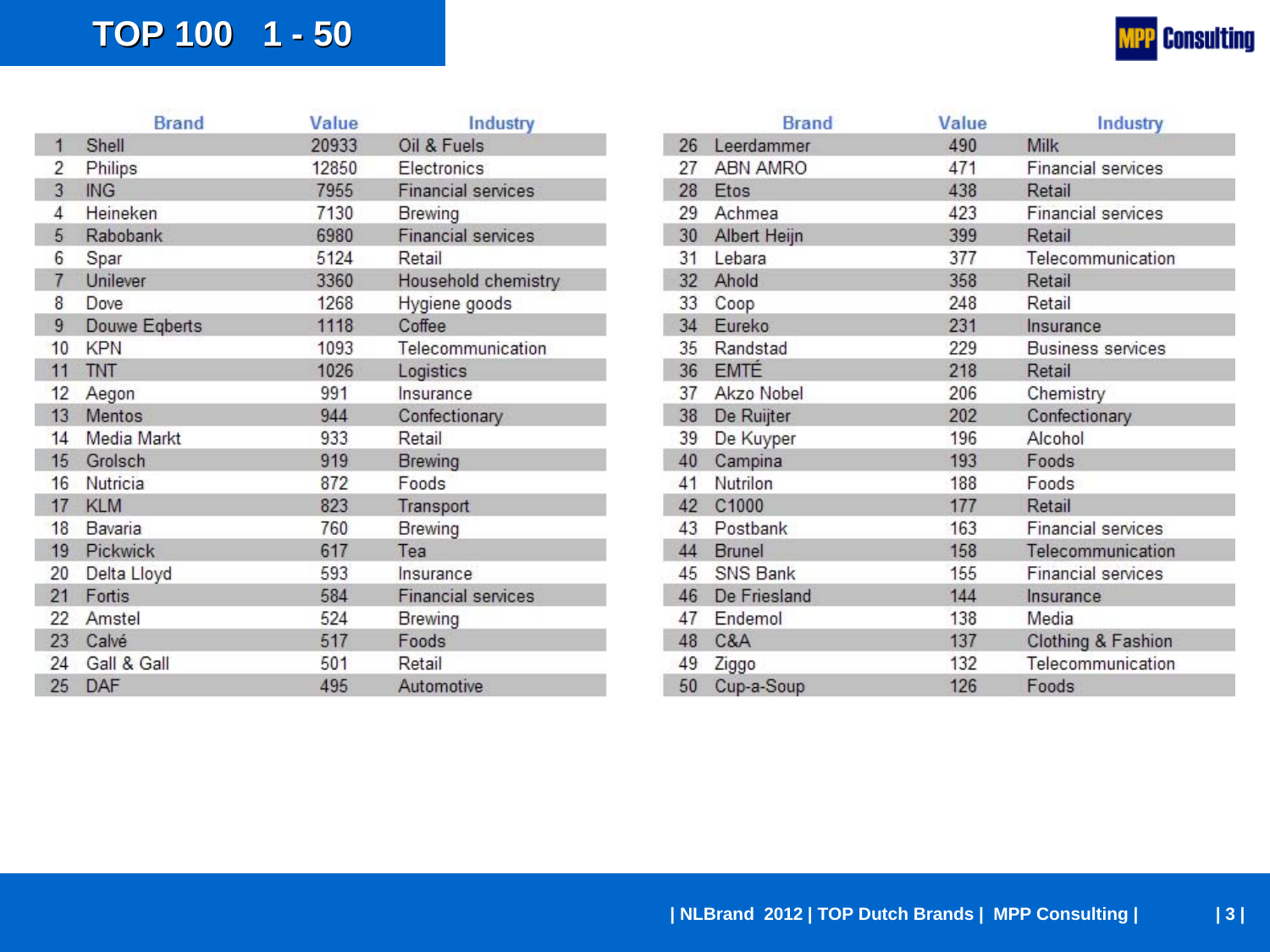# TOP 100 1 - 50

MPP Consulting

| # | Brand | Value | Industry |
|---|---|---|---|
| 1 | Shell | 20933 | Oil & Fuels |
| 2 | Philips | 12850 | Electronics |
| 3 | ING | 7955 | Financial services |
| 4 | Heineken | 7130 | Brewing |
| 5 | Rabobank | 6980 | Financial services |
| 6 | Spar | 5124 | Retail |
| 7 | Unilever | 3360 | Household chemistry |
| 8 | Dove | 1268 | Hygiene goods |
| 9 | Douwe Egberts | 1118 | Coffee |
| 10 | KPN | 1093 | Telecommunication |
| 11 | TNT | 1026 | Logistics |
| 12 | Aegon | 991 | Insurance |
| 13 | Mentos | 944 | Confectionary |
| 14 | Media Markt | 933 | Retail |
| 15 | Grolsch | 919 | Brewing |
| 16 | Nutricia | 872 | Foods |
| 17 | KLM | 823 | Transport |
| 18 | Bavaria | 760 | Brewing |
| 19 | Pickwick | 617 | Tea |
| 20 | Delta Lloyd | 593 | Insurance |
| 21 | Fortis | 584 | Financial services |
| 22 | Amstel | 524 | Brewing |
| 23 | Calvé | 517 | Foods |
| 24 | Gall & Gall | 501 | Retail |
| 25 | DAF | 495 | Automotive |
| 26 | Leerdammer | 490 | Milk |
| 27 | ABN AMRO | 471 | Financial services |
| 28 | Etos | 438 | Retail |
| 29 | Achmea | 423 | Financial services |
| 30 | Albert Heijn | 399 | Retail |
| 31 | Lebara | 377 | Telecommunication |
| 32 | Ahold | 358 | Retail |
| 33 | Coop | 248 | Retail |
| 34 | Eureko | 231 | Insurance |
| 35 | Randstad | 229 | Business services |
| 36 | EMTÉ | 218 | Retail |
| 37 | Akzo Nobel | 206 | Chemistry |
| 38 | De Ruijter | 202 | Confectionary |
| 39 | De Kuyper | 196 | Alcohol |
| 40 | Campina | 193 | Foods |
| 41 | Nutrilon | 188 | Foods |
| 42 | C1000 | 177 | Retail |
| 43 | Postbank | 163 | Financial services |
| 44 | Brunel | 158 | Telecommunication |
| 45 | SNS Bank | 155 | Financial services |
| 46 | De Friesland | 144 | Insurance |
| 47 | Endemol | 138 | Media |
| 48 | C&A | 137 | Clothing & Fashion |
| 49 | Ziggo | 132 | Telecommunication |
| 50 | Cup-a-Soup | 126 | Foods |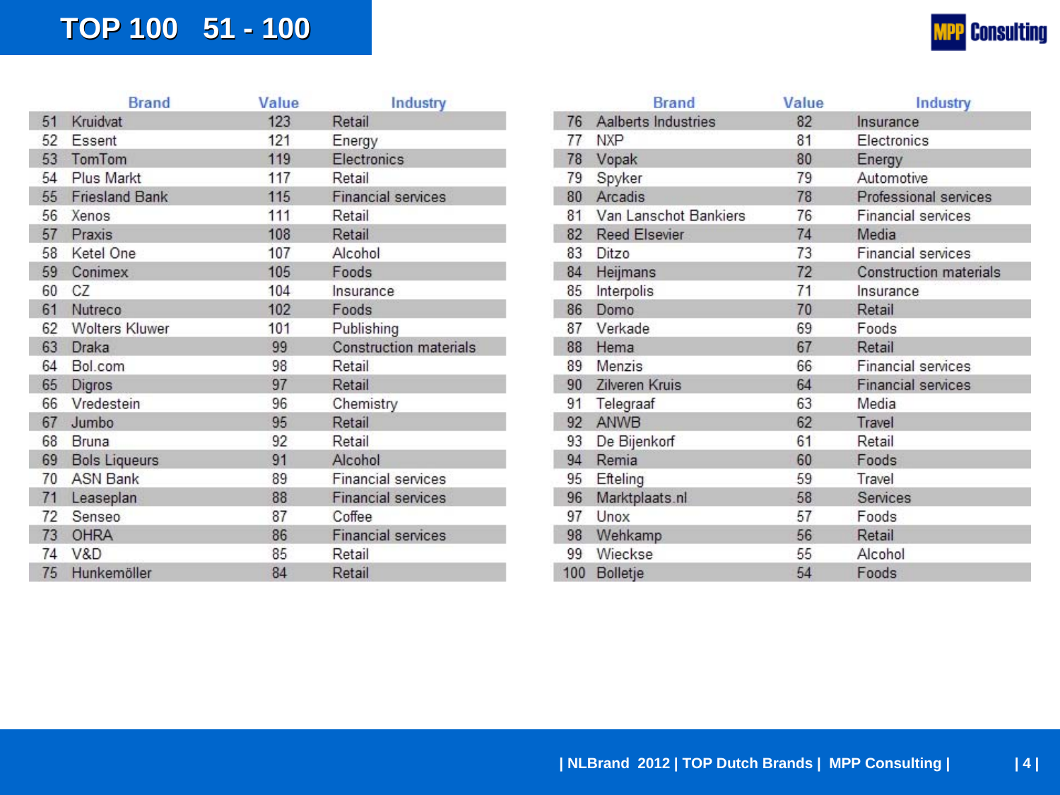# TOP 100 51 - 100

| # | Brand | Value | Industry |
|---|---|---|---|
| 51 | Kruidvat | 123 | Retail |
| 52 | Essent | 121 | Energy |
| 53 | TomTom | 119 | Electronics |
| 54 | Plus Markt | 117 | Retail |
| 55 | Friesland Bank | 115 | Financial services |
| 56 | Xenos | 111 | Retail |
| 57 | Praxis | 108 | Retail |
| 58 | Ketel One | 107 | Alcohol |
| 59 | Conimex | 105 | Foods |
| 60 | CZ | 104 | Insurance |
| 61 | Nutreco | 102 | Foods |
| 62 | Wolters Kluwer | 101 | Publishing |
| 63 | Draka | 99 | Construction materials |
| 64 | Bol.com | 98 | Retail |
| 65 | Digros | 97 | Retail |
| 66 | Vredestein | 96 | Chemistry |
| 67 | Jumbo | 95 | Retail |
| 68 | Bruna | 92 | Retail |
| 69 | Bols Liqueurs | 91 | Alcohol |
| 70 | ASN Bank | 89 | Financial services |
| 71 | Leaseplan | 88 | Financial services |
| 72 | Senseo | 87 | Coffee |
| 73 | OHRA | 86 | Financial services |
| 74 | V&D | 85 | Retail |
| 75 | Hunkemöller | 84 | Retail |
| 76 | Aalberts Industries | 82 | Insurance |
| 77 | NXP | 81 | Electronics |
| 78 | Vopak | 80 | Energy |
| 79 | Spyker | 79 | Automotive |
| 80 | Arcadis | 78 | Professional services |
| 81 | Van Lanschot Bankiers | 76 | Financial services |
| 82 | Reed Elsevier | 74 | Media |
| 83 | Ditzo | 73 | Financial services |
| 84 | Heijmans | 72 | Construction materials |
| 85 | Interpolis | 71 | Insurance |
| 86 | Domo | 70 | Retail |
| 87 | Verkade | 69 | Foods |
| 88 | Hema | 67 | Retail |
| 89 | Menzis | 66 | Financial services |
| 90 | Zilveren Kruis | 64 | Financial services |
| 91 | Telegraaf | 63 | Media |
| 92 | ANWB | 62 | Travel |
| 93 | De Bijenkorf | 61 | Retail |
| 94 | Remia | 60 | Foods |
| 95 | Efteling | 59 | Travel |
| 96 | Marktplaats.nl | 58 | Services |
| 97 | Unox | 57 | Foods |
| 98 | Wehkamp | 56 | Retail |
| 99 | Wieckse | 55 | Alcohol |
| 100 | Bolletje | 54 | Foods |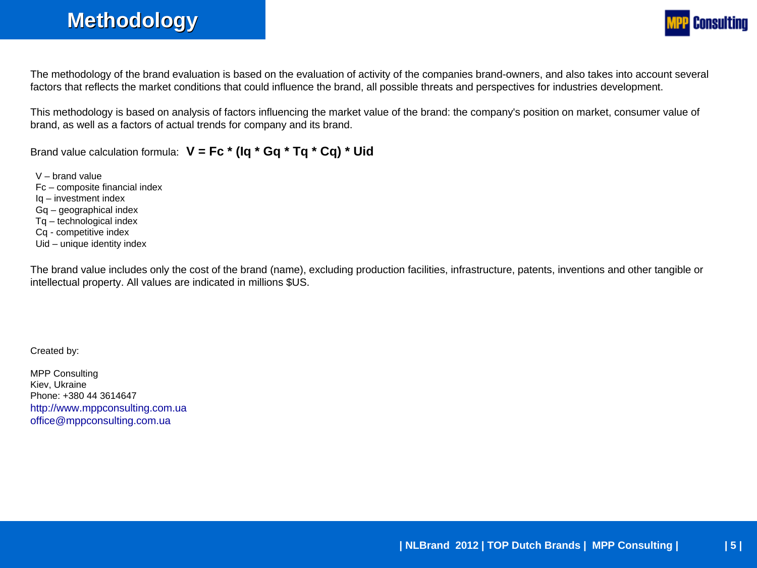# Methodology

The methodology of the brand evaluation is based on the evaluation of activity of the companies brand-owners, and also takes into account several factors that reflects the market conditions that could influence the brand, all possible threats and perspectives for industries development.

This methodology is based on analysis of factors influencing the market value of the brand: the company's position on market, consumer value of brand, as well as a factors of actual trends for company and its brand.

Brand value calculation formula: **$V = Fc * (Iq * Gq * Tq * Cq) * Uid$**

- V – brand value
- Fc – composite financial index
- Iq – investment index
- Gq – geographical index
- Tq – technological index
- Cq - competitive index
- Uid – unique identity index

The brand value includes only the cost of the brand (name), excluding production facilities, infrastructure, patents, inventions and other tangible or intellectual property. All values are indicated in millions $US.

Created by:

MPP Consulting
Kiev, Ukraine
Phone: +380 44 3614647
http://www.mppconsulting.com.ua
office@mppconsulting.com.ua